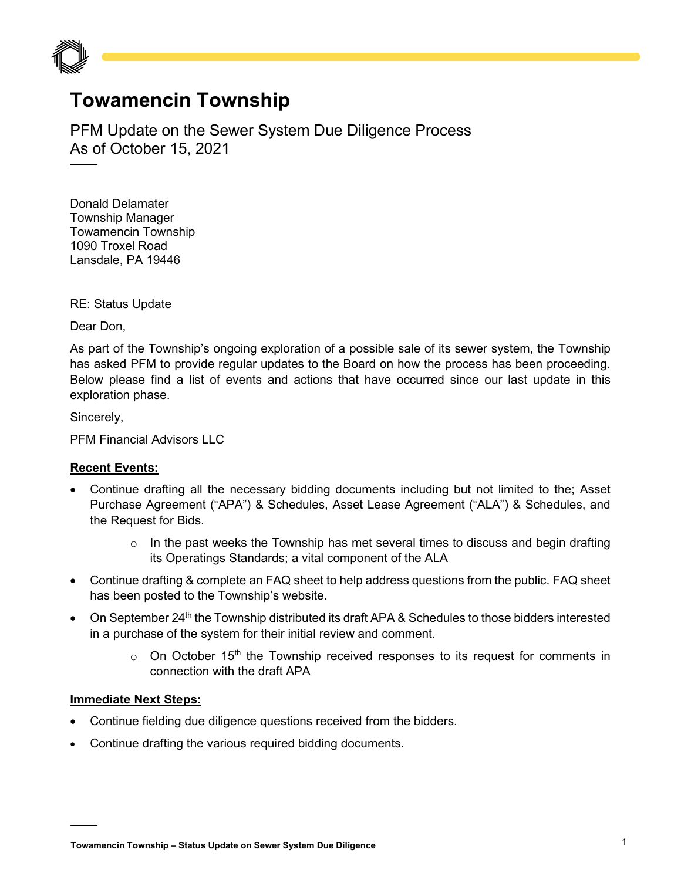# Towamencin Township

PFM Update on the Sewer System Due Diligence Process
As of October 15, 2021

Donald Delamater
Township Manager
Towamencin Township
1090 Troxel Road
Lansdale, PA 19446

RE: Status Update

Dear Don,

As part of the Township's ongoing exploration of a possible sale of its sewer system, the Township has asked PFM to provide regular updates to the Board on how the process has been proceeding. Below please find a list of events and actions that have occurred since our last update in this exploration phase.

Sincerely,

PFM Financial Advisors LLC

**Recent Events:**

- Continue drafting all the necessary bidding documents including but not limited to the; Asset Purchase Agreement ("APA") & Schedules, Asset Lease Agreement ("ALA") & Schedules, and the Request for Bids.
    - In the past weeks the Township has met several times to discuss and begin drafting its Operatings Standards; a vital component of the ALA
- Continue drafting & complete an FAQ sheet to help address questions from the public. FAQ sheet has been posted to the Township's website.
- On September 24th the Township distributed its draft APA & Schedules to those bidders interested in a purchase of the system for their initial review and comment.
    - On October 15th the Township received responses to its request for comments in connection with the draft APA

**Immediate Next Steps:**

- Continue fielding due diligence questions received from the bidders.
- Continue drafting the various required bidding documents.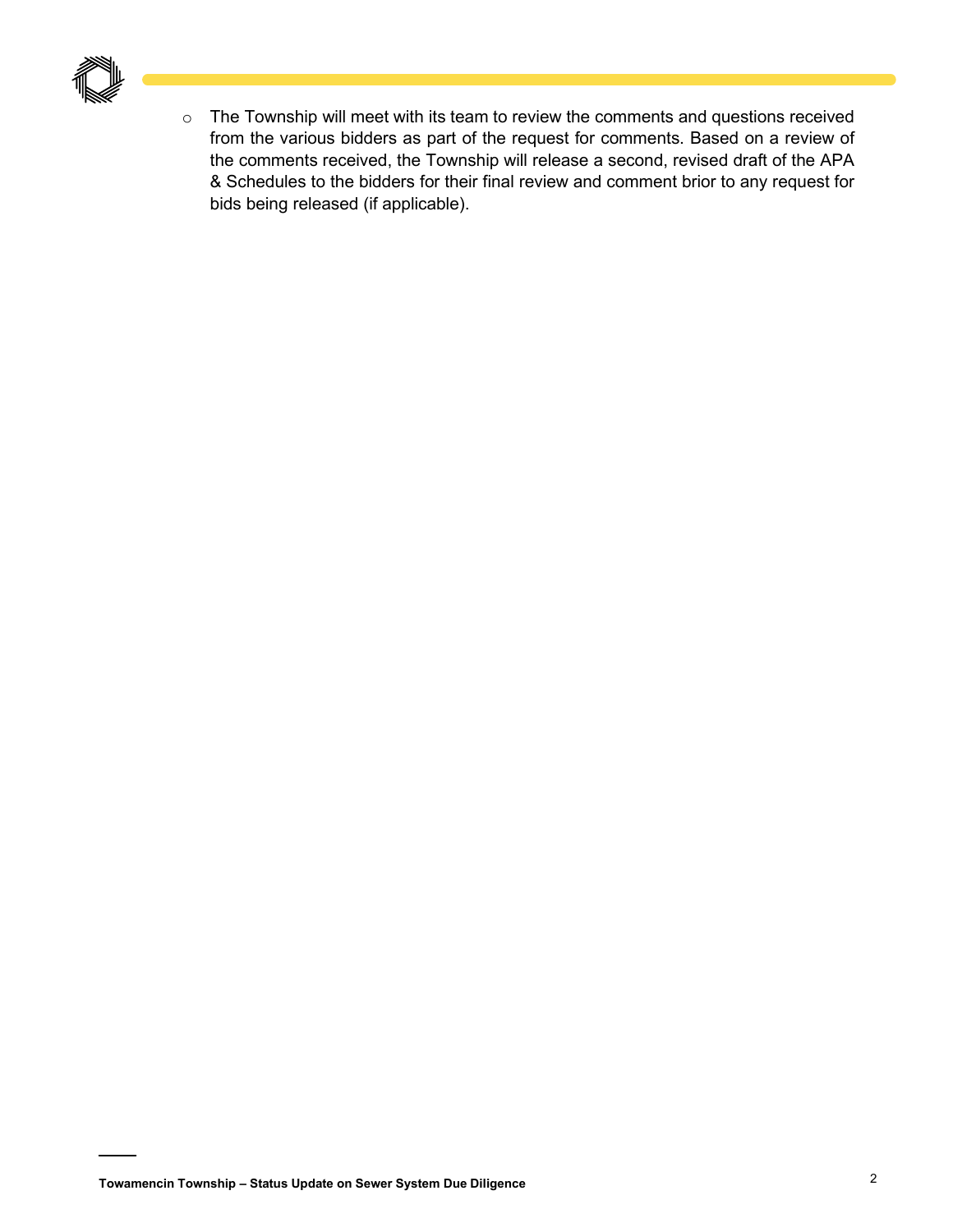- The Township will meet with its team to review the comments and questions received from the various bidders as part of the request for comments. Based on a review of the comments received, the Township will release a second, revised draft of the APA & Schedules to the bidders for their final review and comment brior to any request for bids being released (if applicable).